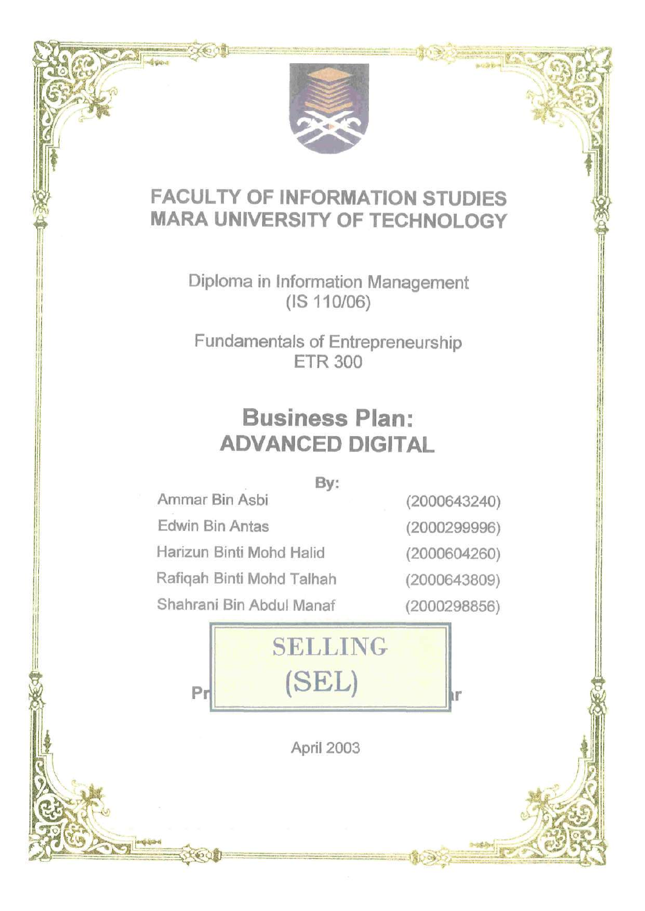# FACULTY OF INFORMATION STUDIES
# MARA UNIVERSITY OF TECHNOLOGY

Diploma in Information Management
(IS 110/06)

Fundamentals of Entrepreneurship
ETR 300

## Business Plan:
## ADVANCED DIGITAL

By:

| | |
|---|---|
| Ammar Bin Asbi | (2000643240) |
| Edwin Bin Antas | (2000299996) |
| Harizun Binti Mohd Halid | (2000604260) |
| Rafiqah Binti Mohd Talhah | (2000643809) |
| Shahrani Bin Abdul Manaf | (2000298856) |

SELLING
(SEL)

Pr r

April 2003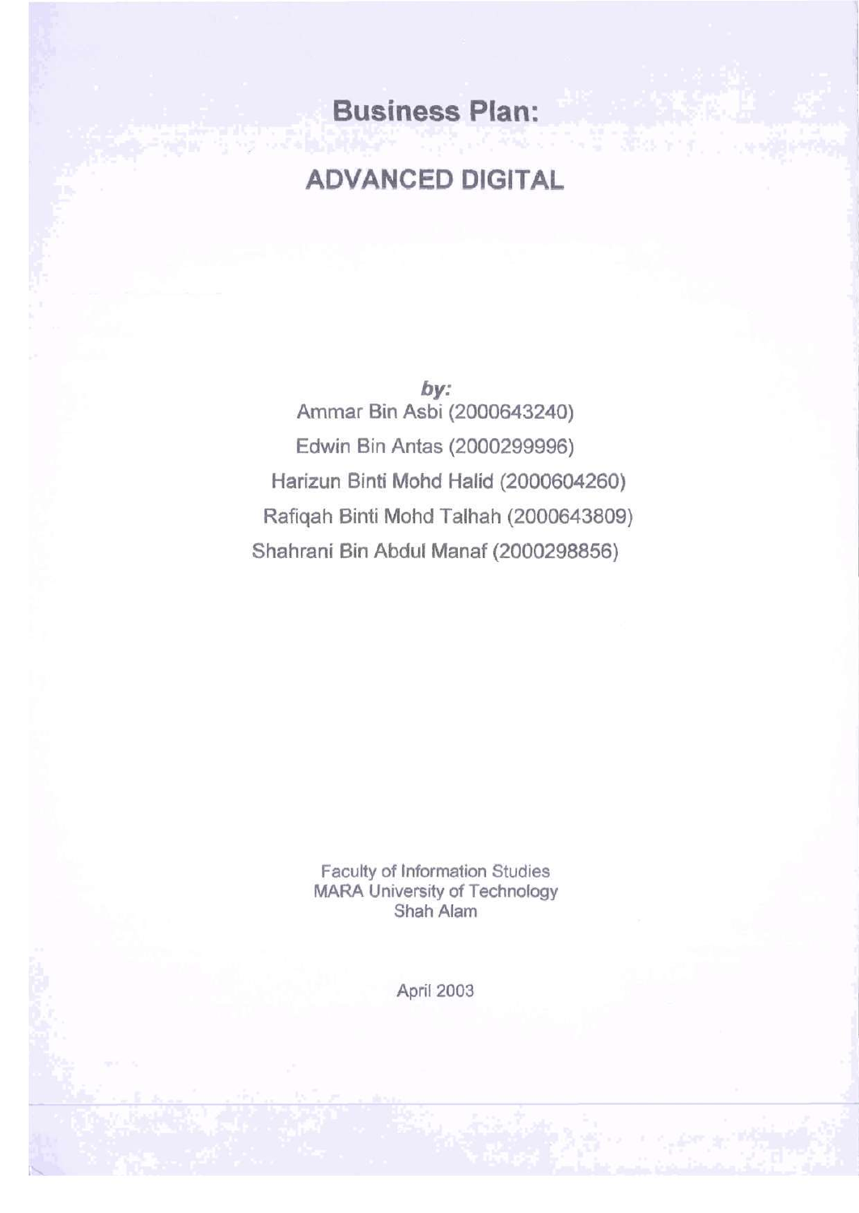# Business Plan:

## ADVANCED DIGITAL

***by:***

Ammar Bin Asbi (2000643240)

Edwin Bin Antas (2000299996)

Harizun Binti Mohd Halid (2000604260)

Rafiqah Binti Mohd Talhah (2000643809)

Shahrani Bin Abdul Manaf (2000298856)

Faculty of Information Studies
MARA University of Technology
Shah Alam

April 2003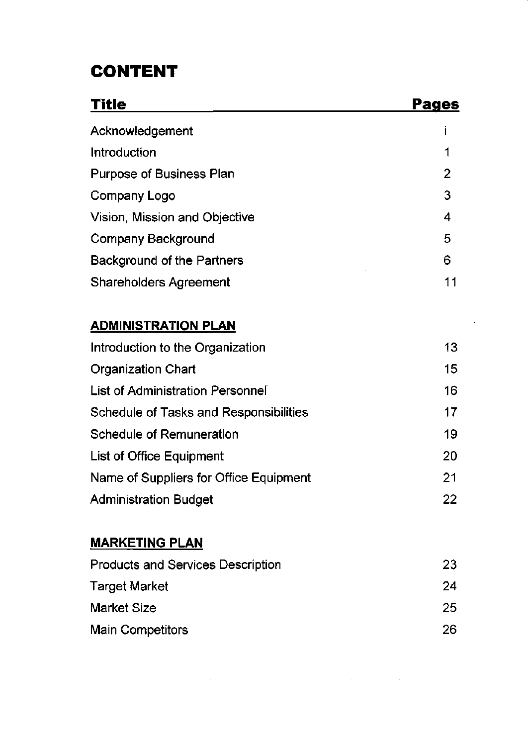# CONTENT

| Title | Pages |
|---|---|
| Acknowledgement | i |
| Introduction | 1 |
| Purpose of Business Plan | 2 |
| Company Logo | 3 |
| Vision, Mission and Objective | 4 |
| Company Background | 5 |
| Background of the Partners | 6 |
| Shareholders Agreement | 11 |
| **ADMINISTRATION PLAN** | |
| Introduction to the Organization | 13 |
| Organization Chart | 15 |
| List of Administration Personnel | 16 |
| Schedule of Tasks and Responsibilities | 17 |
| Schedule of Remuneration | 19 |
| List of Office Equipment | 20 |
| Name of Suppliers for Office Equipment | 21 |
| Administration Budget | 22 |
| **MARKETING PLAN** | |
| Products and Services Description | 23 |
| Target Market | 24 |
| Market Size | 25 |
| Main Competitors | 26 |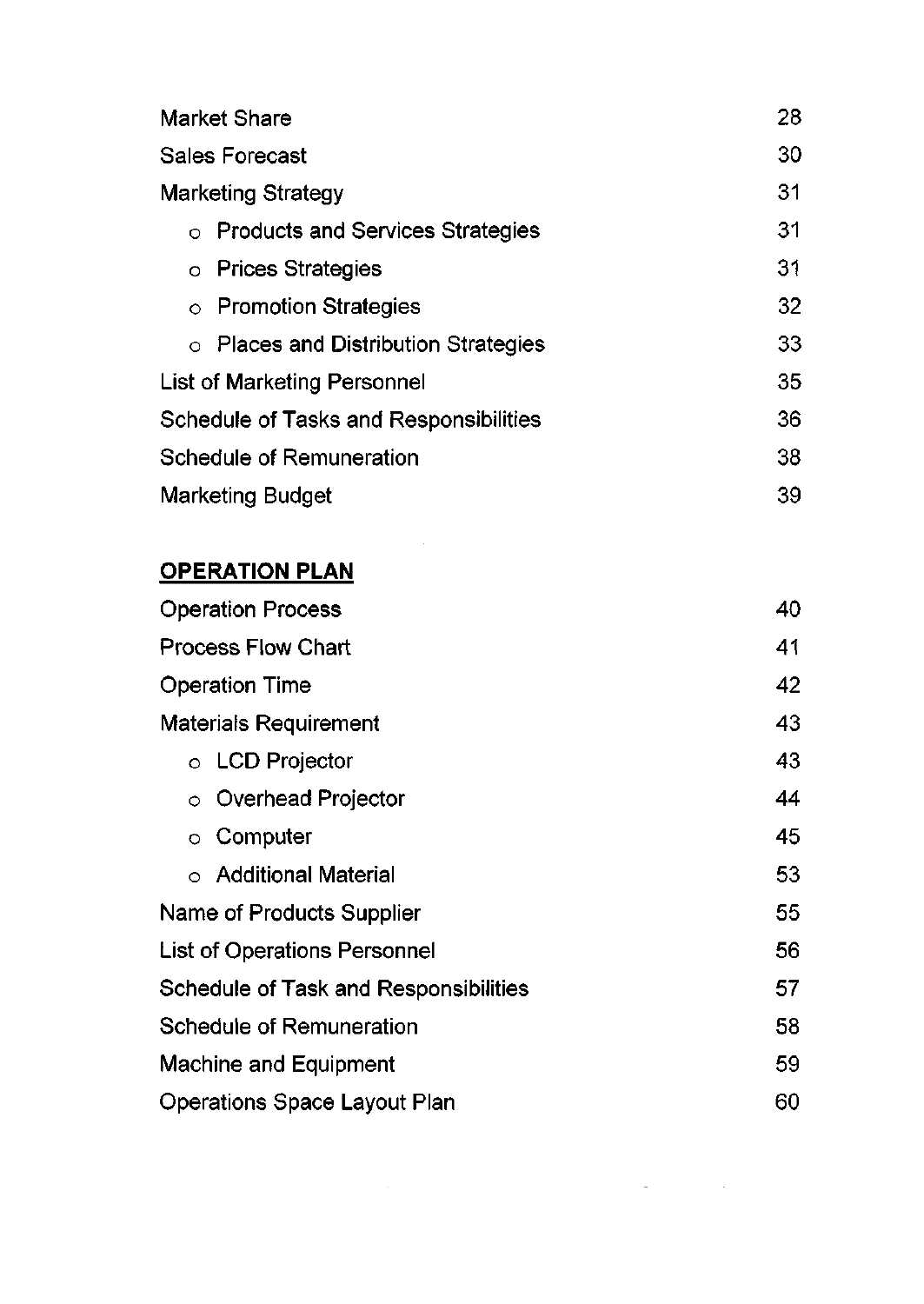| | |
|---|---|
| Market Share | 28 |
| Sales Forecast | 30 |
| Marketing Strategy | 31 |
| o Products and Services Strategies | 31 |
| o Prices Strategies | 31 |
| o Promotion Strategies | 32 |
| o Places and Distribution Strategies | 33 |
| List of Marketing Personnel | 35 |
| Schedule of Tasks and Responsibilities | 36 |
| Schedule of Remuneration | 38 |
| Marketing Budget | 39 |

**<u>OPERATION PLAN</u>**

| | |
|---|---|
| Operation Process | 40 |
| Process Flow Chart | 41 |
| Operation Time | 42 |
| Materials Requirement | 43 |
| o LCD Projector | 43 |
| o Overhead Projector | 44 |
| o Computer | 45 |
| o Additional Material | 53 |
| Name of Products Supplier | 55 |
| List of Operations Personnel | 56 |
| Schedule of Task and Responsibilities | 57 |
| Schedule of Remuneration | 58 |
| Machine and Equipment | 59 |
| Operations Space Layout Plan | 60 |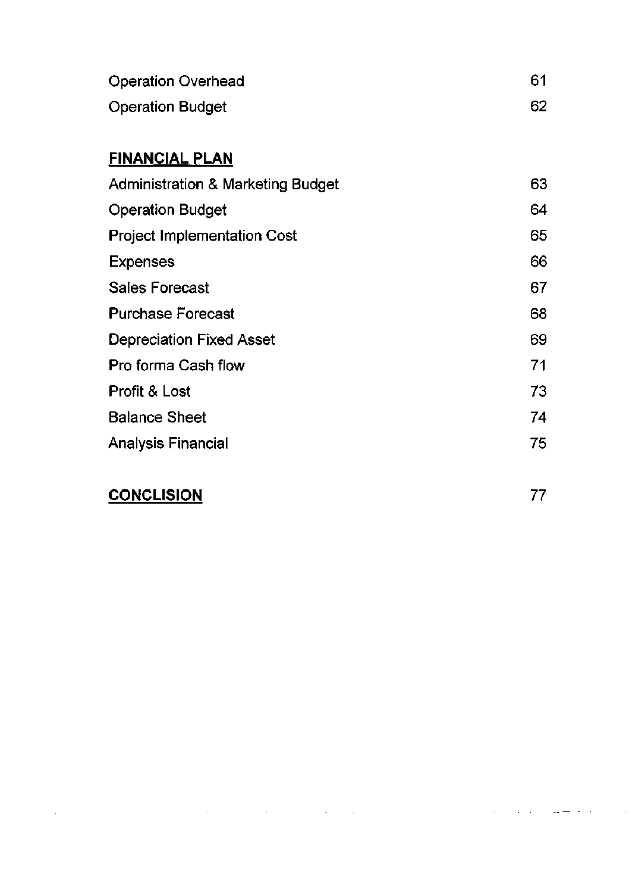| | |
|---|---|
| Operation Overhead | 61 |
| Operation Budget | 62 |

**FINANCIAL PLAN**

| | |
|---|---|
| Administration & Marketing Budget | 63 |
| Operation Budget | 64 |
| Project Implementation Cost | 65 |
| Expenses | 66 |
| Sales Forecast | 67 |
| Purchase Forecast | 68 |
| Depreciation Fixed Asset | 69 |
| Pro forma Cash flow | 71 |
| Profit & Lost | 73 |
| Balance Sheet | 74 |
| Analysis Financial | 75 |

| | |
|---|---|
| **CONCLISION** | 77 |